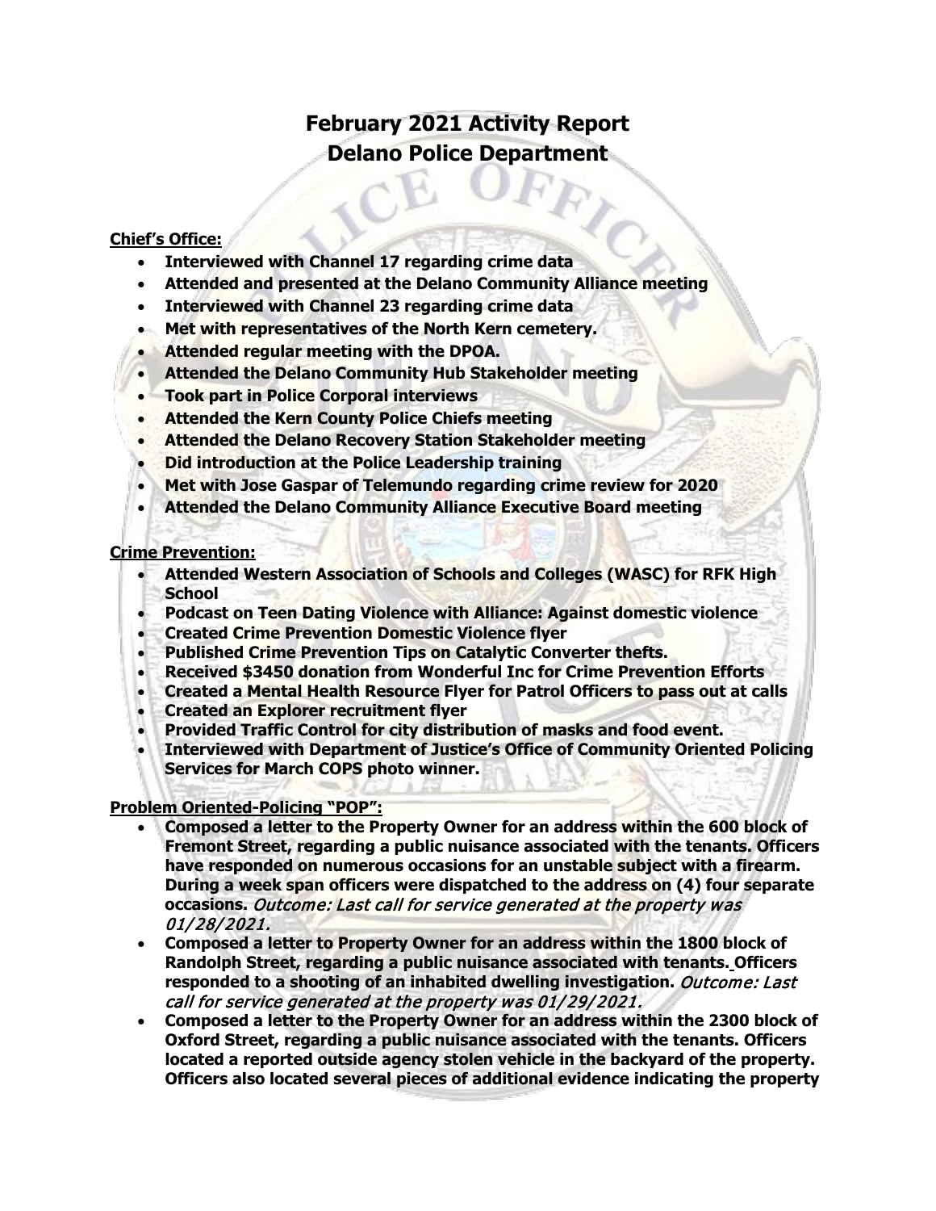# February 2021 Activity Report
# Delano Police Department

**Chief's Office:**

- **Interviewed with Channel 17 regarding crime data**
- **Attended and presented at the Delano Community Alliance meeting**
- **Interviewed with Channel 23 regarding crime data**
- **Met with representatives of the North Kern cemetery.**
- **Attended regular meeting with the DPOA.**
- **Attended the Delano Community Hub Stakeholder meeting**
- **Took part in Police Corporal interviews**
- **Attended the Kern County Police Chiefs meeting**
- **Attended the Delano Recovery Station Stakeholder meeting**
- **Did introduction at the Police Leadership training**
- **Met with Jose Gaspar of Telemundo regarding crime review for 2020**
- **Attended the Delano Community Alliance Executive Board meeting**

**Crime Prevention:**

- **Attended Western Association of Schools and Colleges (WASC) for RFK High School**
- **Podcast on Teen Dating Violence with Alliance: Against domestic violence**
- **Created Crime Prevention Domestic Violence flyer**
- **Published Crime Prevention Tips on Catalytic Converter thefts.**
- **Received $3450 donation from Wonderful Inc for Crime Prevention Efforts**
- **Created a Mental Health Resource Flyer for Patrol Officers to pass out at calls**
- **Created an Explorer recruitment flyer**
- **Provided Traffic Control for city distribution of masks and food event.**
- **Interviewed with Department of Justice's Office of Community Oriented Policing Services for March COPS photo winner.**

**Problem Oriented-Policing "POP":**

- **Composed a letter to the Property Owner for an address within the 600 block of Fremont Street, regarding a public nuisance associated with the tenants. Officers have responded on numerous occasions for an unstable subject with a firearm. During a week span officers were dispatched to the address on (4) four separate occasions.** *Outcome: Last call for service generated at the property was 01/28/2021.*
- **Composed a letter to Property Owner for an address within the 1800 block of Randolph Street, regarding a public nuisance associated with tenants. Officers responded to a shooting of an inhabited dwelling investigation.** *Outcome: Last call for service generated at the property was 01/29/2021.*
- **Composed a letter to the Property Owner for an address within the 2300 block of Oxford Street, regarding a public nuisance associated with the tenants. Officers located a reported outside agency stolen vehicle in the backyard of the property. Officers also located several pieces of additional evidence indicating the property**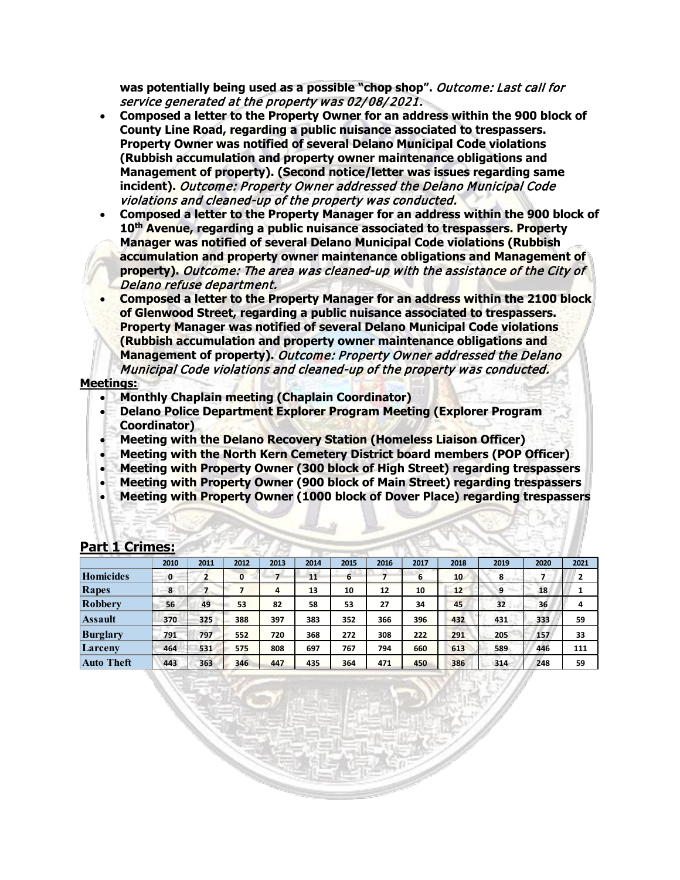**was potentially being used as a possible "chop shop".** *Outcome: Last call for service generated at the property was 02/08/2021.*

- **Composed a letter to the Property Owner for an address within the 900 block of County Line Road, regarding a public nuisance associated to trespassers. Property Owner was notified of several Delano Municipal Code violations (Rubbish accumulation and property owner maintenance obligations and Management of property). (Second notice/letter was issues regarding same incident).** *Outcome: Property Owner addressed the Delano Municipal Code violations and cleaned-up of the property was conducted.*
- **Composed a letter to the Property Manager for an address within the 900 block of 10th Avenue, regarding a public nuisance associated to trespassers. Property Manager was notified of several Delano Municipal Code violations (Rubbish accumulation and property owner maintenance obligations and Management of property).** *Outcome: The area was cleaned-up with the assistance of the City of Delano refuse department.*
- **Composed a letter to the Property Manager for an address within the 2100 block of Glenwood Street, regarding a public nuisance associated to trespassers. Property Manager was notified of several Delano Municipal Code violations (Rubbish accumulation and property owner maintenance obligations and Management of property).** *Outcome: Property Owner addressed the Delano Municipal Code violations and cleaned-up of the property was conducted.*

**Meetings:**

- **Monthly Chaplain meeting (Chaplain Coordinator)**
- **Delano Police Department Explorer Program Meeting (Explorer Program Coordinator)**
- **Meeting with the Delano Recovery Station (Homeless Liaison Officer)**
- **Meeting with the North Kern Cemetery District board members (POP Officer)**
- **Meeting with Property Owner (300 block of High Street) regarding trespassers**
- **Meeting with Property Owner (900 block of Main Street) regarding trespassers**
- **Meeting with Property Owner (1000 block of Dover Place) regarding trespassers**

## Part 1 Crimes:

| | 2010 | 2011 | 2012 | 2013 | 2014 | 2015 | 2016 | 2017 | 2018 | 2019 | 2020 | 2021 |
|---|---|---|---|---|---|---|---|---|---|---|---|---|
| Homicides | 0 | 2 | 0 | 7 | 11 | 6 | 7 | 6 | 10 | 8 | 7 | 2 |
| Rapes | 8 | 7 | 7 | 4 | 13 | 10 | 12 | 10 | 12 | 9 | 18 | 1 |
| Robbery | 56 | 49 | 53 | 82 | 58 | 53 | 27 | 34 | 45 | 32 | 36 | 4 |
| Assault | 370 | 325 | 388 | 397 | 383 | 352 | 366 | 396 | 432 | 431 | 333 | 59 |
| Burglary | 791 | 797 | 552 | 720 | 368 | 272 | 308 | 222 | 291 | 205 | 157 | 33 |
| Larceny | 464 | 531 | 575 | 808 | 697 | 767 | 794 | 660 | 613 | 589 | 446 | 111 |
| Auto Theft | 443 | 363 | 346 | 447 | 435 | 364 | 471 | 450 | 386 | 314 | 248 | 59 |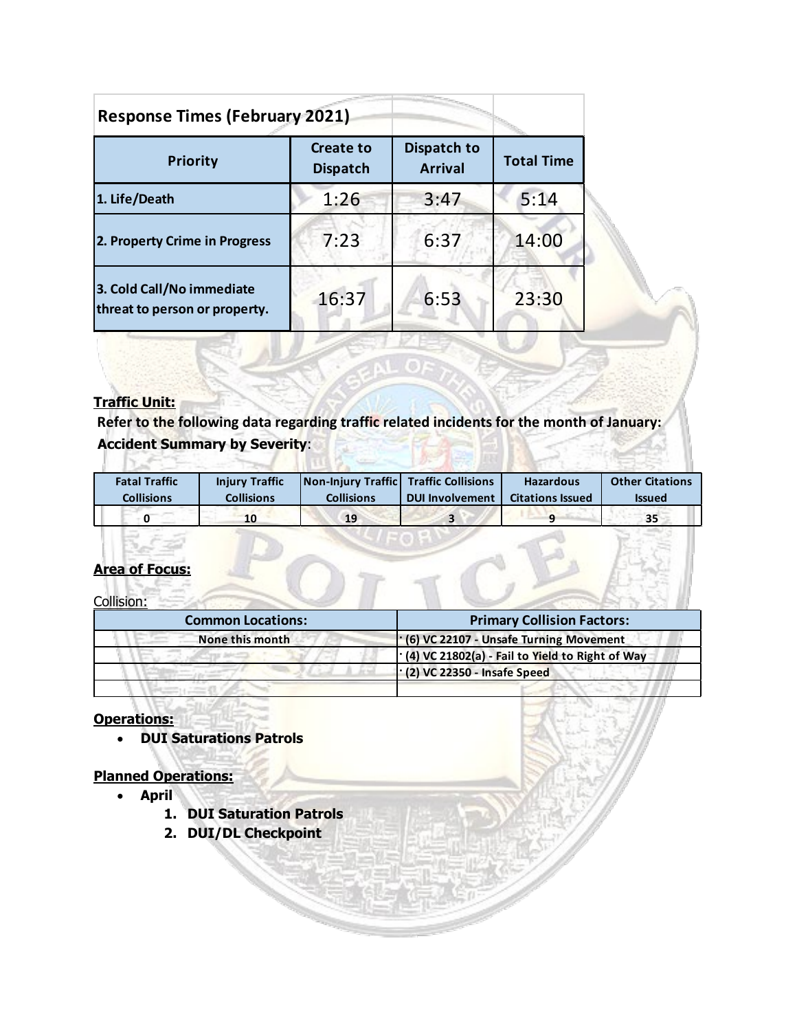## Response Times (February 2021)

| Priority | Create to Dispatch | Dispatch to Arrival | Total Time |
|---|---|---|---|
| 1. Life/Death | 1:26 | 3:47 | 5:14 |
| 2. Property Crime in Progress | 7:23 | 6:37 | 14:00 |
| 3. Cold Call/No immediate threat to person or property. | 16:37 | 6:53 | 23:30 |

**Traffic Unit:**

**Refer to the following data regarding traffic related incidents for the month of January:**

**Accident Summary by Severity**:

| Fatal Traffic Collisions | Injury Traffic Collisions | Non-Injury Traffic Collisions | Traffic Collisions DUI Involvement | Hazardous Citations Issued | Other Citations Issued |
|---|---|---|---|---|---|
| 0 | 10 | 19 | 3 | 9 | 35 |

**Area of Focus:**

Collision:

| Common Locations: | Primary Collision Factors: |
|---|---|
| None this month | · (6) VC 22107 - Unsafe Turning Movement |
| | · (4) VC 21802(a) - Fail to Yield to Right of Way |
| | · (2) VC 22350 - Insafe Speed |
| | |

**Operations:**

- **DUI Saturations Patrols**

**Planned Operations:**

- **April**
  1. **DUI Saturation Patrols**
  2. **DUI/DL Checkpoint**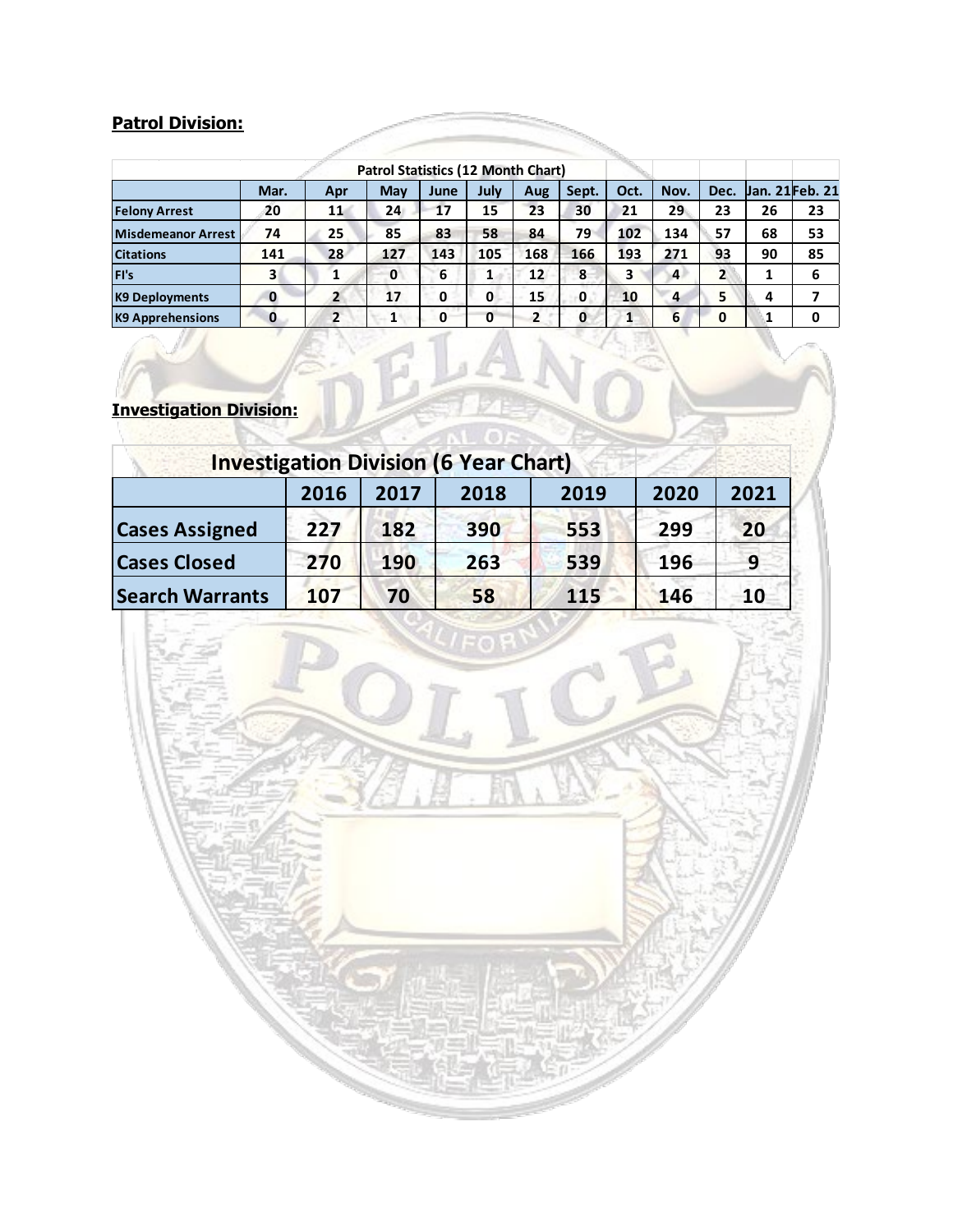**Patrol Division:**

| Patrol Statistics (12 Month Chart) | | | | | | | | | | | | |
|---|---|---|---|---|---|---|---|---|---|---|---|---|
| | Mar. | Apr | May | June | July | Aug | Sept. | Oct. | Nov. | Dec. | Jan. 21 | Feb. 21 |
| Felony Arrest | 20 | 11 | 24 | 17 | 15 | 23 | 30 | 21 | 29 | 23 | 26 | 23 |
| Misdemeanor Arrest | 74 | 25 | 85 | 83 | 58 | 84 | 79 | 102 | 134 | 57 | 68 | 53 |
| Citations | 141 | 28 | 127 | 143 | 105 | 168 | 166 | 193 | 271 | 93 | 90 | 85 |
| FI's | 3 | 1 | 0 | 6 | 1 | 12 | 8 | 3 | 4 | 2 | 1 | 6 |
| K9 Deployments | 0 | 2 | 17 | 0 | 0 | 15 | 0 | 10 | 4 | 5 | 4 | 7 |
| K9 Apprehensions | 0 | 2 | 1 | 0 | 0 | 2 | 0 | 1 | 6 | 0 | 1 | 0 |

**Investigation Division:**

| Investigation Division (6 Year Chart) | | | | | | |
|---|---|---|---|---|---|---|
| | 2016 | 2017 | 2018 | 2019 | 2020 | 2021 |
| Cases Assigned | 227 | 182 | 390 | 553 | 299 | 20 |
| Cases Closed | 270 | 190 | 263 | 539 | 196 | 9 |
| Search Warrants | 107 | 70 | 58 | 115 | 146 | 10 |